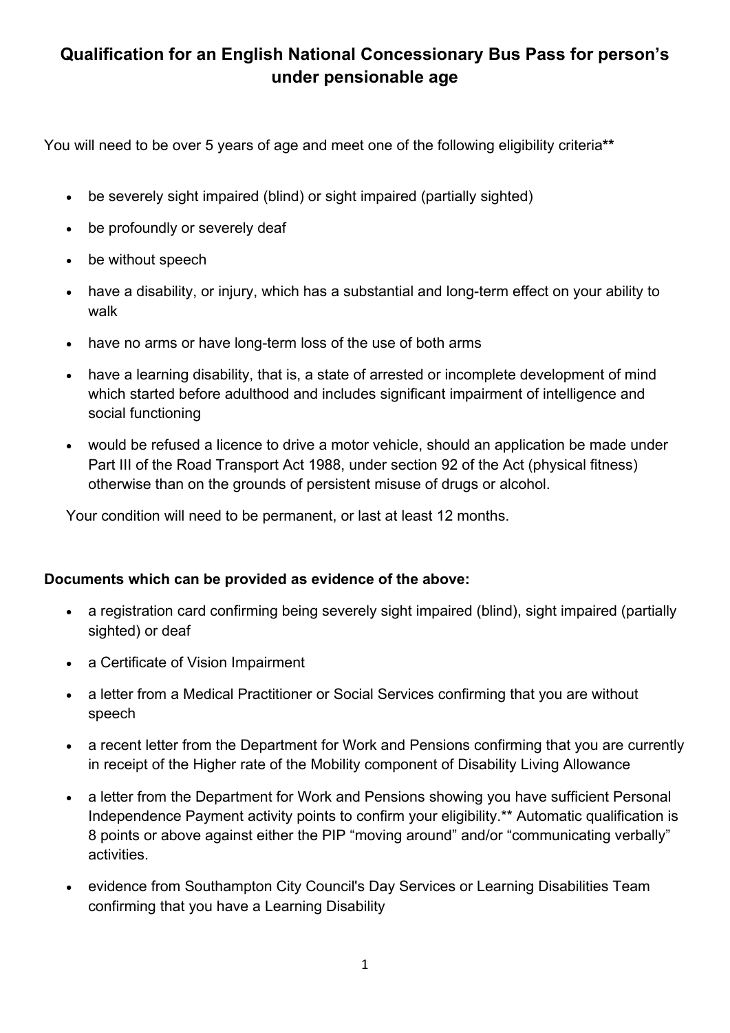# Qualification for an English National Concessionary Bus Pass for person's under pensionable age

You will need to be over 5 years of age and meet one of the following eligibility criteria**

- be severely sight impaired (blind) or sight impaired (partially sighted)
- be profoundly or severely deaf
- be without speech
- have a disability, or injury, which has a substantial and long-term effect on your ability to walk
- have no arms or have long-term loss of the use of both arms
- have a learning disability, that is, a state of arrested or incomplete development of mind which started before adulthood and includes significant impairment of intelligence and social functioning
- would be refused a licence to drive a motor vehicle, should an application be made under Part III of the Road Transport Act 1988, under section 92 of the Act (physical fitness) otherwise than on the grounds of persistent misuse of drugs or alcohol.

Your condition will need to be permanent, or last at least 12 months.

**Documents which can be provided as evidence of the above:**

- a registration card confirming being severely sight impaired (blind), sight impaired (partially sighted) or deaf
- a Certificate of Vision Impairment
- a letter from a Medical Practitioner or Social Services confirming that you are without speech
- a recent letter from the Department for Work and Pensions confirming that you are currently in receipt of the Higher rate of the Mobility component of Disability Living Allowance
- a letter from the Department for Work and Pensions showing you have sufficient Personal Independence Payment activity points to confirm your eligibility.** Automatic qualification is 8 points or above against either the PIP "moving around" and/or "communicating verbally" activities.
- evidence from Southampton City Council's Day Services or Learning Disabilities Team confirming that you have a Learning Disability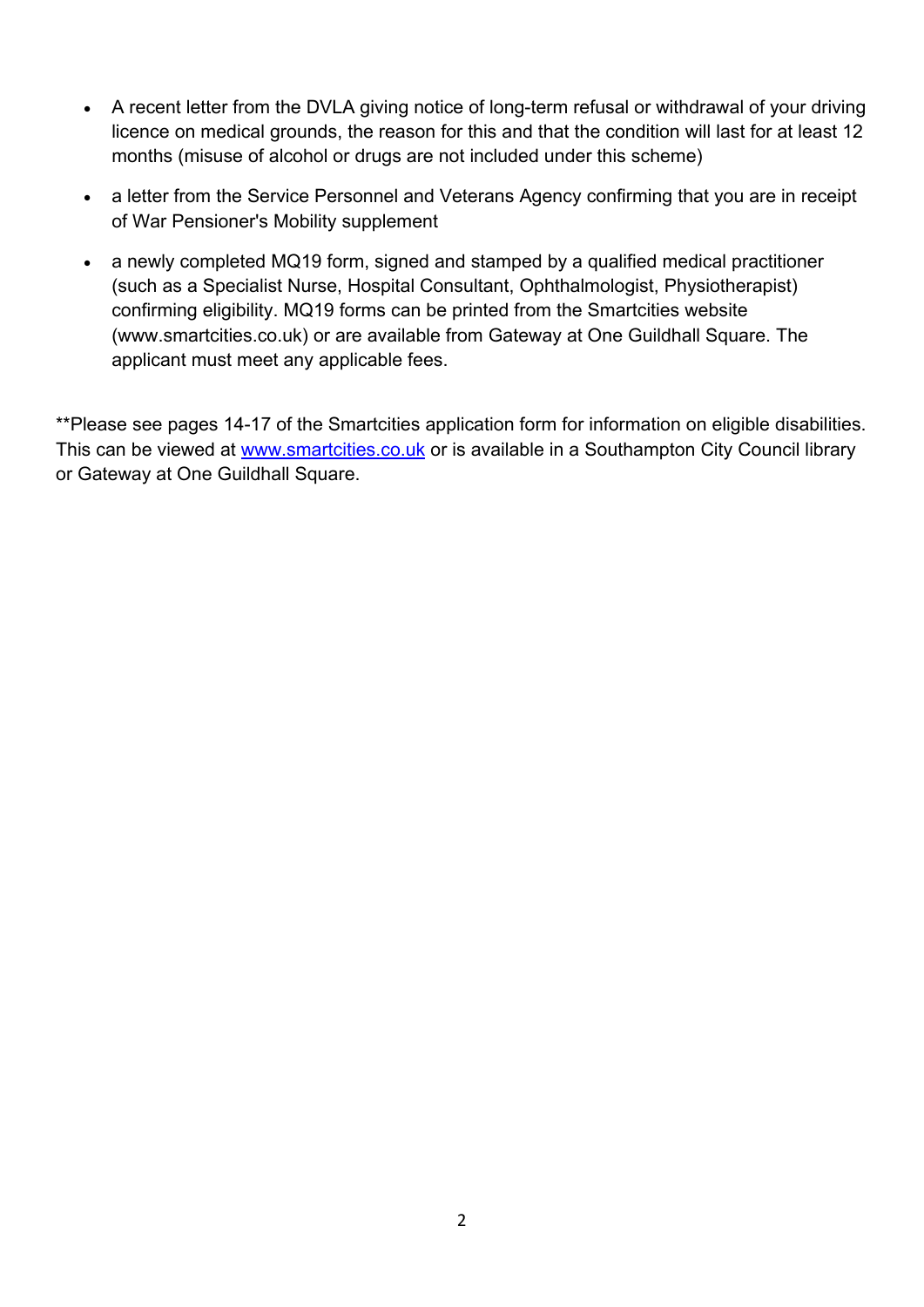- A recent letter from the DVLA giving notice of long-term refusal or withdrawal of your driving licence on medical grounds, the reason for this and that the condition will last for at least 12 months (misuse of alcohol or drugs are not included under this scheme)
- a letter from the Service Personnel and Veterans Agency confirming that you are in receipt of War Pensioner's Mobility supplement
- a newly completed MQ19 form, signed and stamped by a qualified medical practitioner (such as a Specialist Nurse, Hospital Consultant, Ophthalmologist, Physiotherapist) confirming eligibility. MQ19 forms can be printed from the Smartcities website (www.smartcities.co.uk) or are available from Gateway at One Guildhall Square. The applicant must meet any applicable fees.

**Please see pages 14-17 of the Smartcities application form for information on eligible disabilities. This can be viewed at www.smartcities.co.uk or is available in a Southampton City Council library or Gateway at One Guildhall Square.